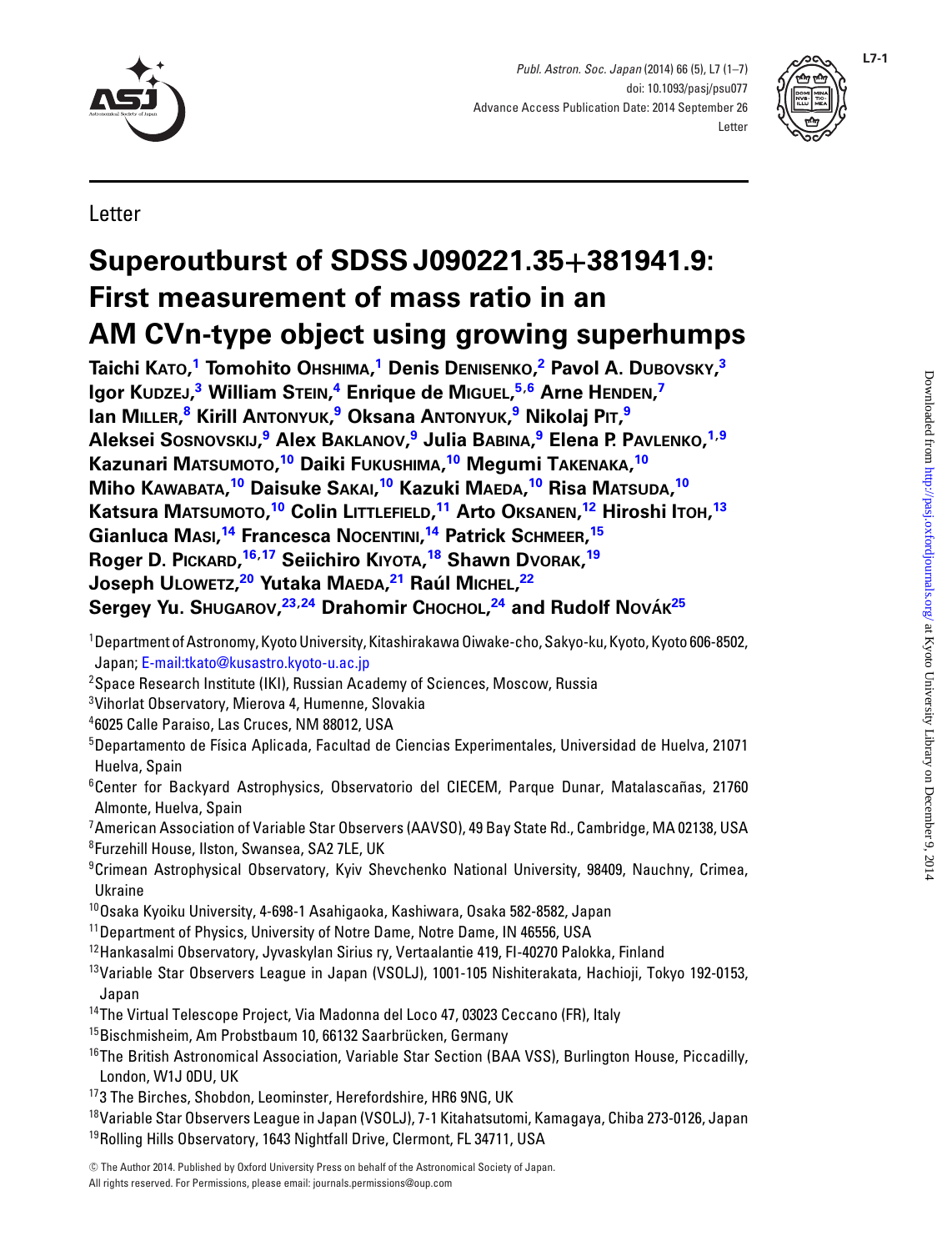Letter

# Superoutburst of SDSS J090221.35+381941.9: First measurement of mass ratio in an AM CVn-type object using growing superhumps

**Taichi Kato,[1] Tomohito Ohshima,[1] Denis Denisenko,[2] Pavol A. Dubovsky,[3] Igor Kudzej,[3] William Stein,[4] Enrique de Miguel,[5,6] Arne Henden,[7] Ian Miller,[8] Kirill Antonyuk,[9] Oksana Antonyuk,[9] Nikolaj Pit,[9] Aleksei Sosnovskij,[9] Alex Baklanov,[9] Julia Babina,[9] Elena P. Pavlenko,[1,9] Kazunari Matsumoto,[10] Daiki Fukushima,[10] Megumi Takenaka,[10] Miho Kawabata,[10] Daisuke Sakai,[10] Kazuki Maeda,[10] Risa Matsuda,[10] Katsura Matsumoto,[10] Colin Littlefield,[11] Arto Oksanen,[12] Hiroshi Itoh,[13] Gianluca Masi,[14] Francesca Nocentini,[14] Patrick Schmeer,[15] Roger D. Pickard,[16,17] Seiichiro Kiyota,[18] Shawn Dvorak,[19] Joseph Ulowetz,[20] Yutaka Maeda,[21] Raúl Michel,[22] Sergey Yu. Shugarov,[23,24] Drahomir Chochol,[24] and Rudolf Novák[25]**

[1]Department of Astronomy, Kyoto University, Kitashirakawa Oiwake-cho, Sakyo-ku, Kyoto, Kyoto 606-8502, Japan; E-mail:tkato@kusastro.kyoto-u.ac.jp

[2]Space Research Institute (IKI), Russian Academy of Sciences, Moscow, Russia

[3]Vihorlat Observatory, Mierova 4, Humenne, Slovakia

[4]6025 Calle Paraiso, Las Cruces, NM 88012, USA

[5]Departamento de Física Aplicada, Facultad de Ciencias Experimentales, Universidad de Huelva, 21071 Huelva, Spain

[6]Center for Backyard Astrophysics, Observatorio del CIECEM, Parque Dunar, Matalascañas, 21760 Almonte, Huelva, Spain

[7]American Association of Variable Star Observers (AAVSO), 49 Bay State Rd., Cambridge, MA 02138, USA

[8]Furzehill House, Ilston, Swansea, SA2 7LE, UK

[9]Crimean Astrophysical Observatory, Kyiv Shevchenko National University, 98409, Nauchny, Crimea, Ukraine

[10]Osaka Kyoiku University, 4-698-1 Asahigaoka, Kashiwara, Osaka 582-8582, Japan

[11]Department of Physics, University of Notre Dame, Notre Dame, IN 46556, USA

[12]Hankasalmi Observatory, Jyvaskylan Sirius ry, Vertaalantie 419, FI-40270 Palokka, Finland

[13]Variable Star Observers League in Japan (VSOLJ), 1001-105 Nishiterakata, Hachioji, Tokyo 192-0153, Japan

[14]The Virtual Telescope Project, Via Madonna del Loco 47, 03023 Ceccano (FR), Italy

[15]Bischmisheim, Am Probstbaum 10, 66132 Saarbrücken, Germany

[16]The British Astronomical Association, Variable Star Section (BAA VSS), Burlington House, Piccadilly, London, W1J 0DU, UK

[17]3 The Birches, Shobdon, Leominster, Herefordshire, HR6 9NG, UK

[18]Variable Star Observers League in Japan (VSOLJ), 7-1 Kitahatsutomi, Kamagaya, Chiba 273-0126, Japan

[19]Rolling Hills Observatory, 1643 Nightfall Drive, Clermont, FL 34711, USA

© The Author 2014. Published by Oxford University Press on behalf of the Astronomical Society of Japan.
All rights reserved. For Permissions, please email: journals.permissions@oup.com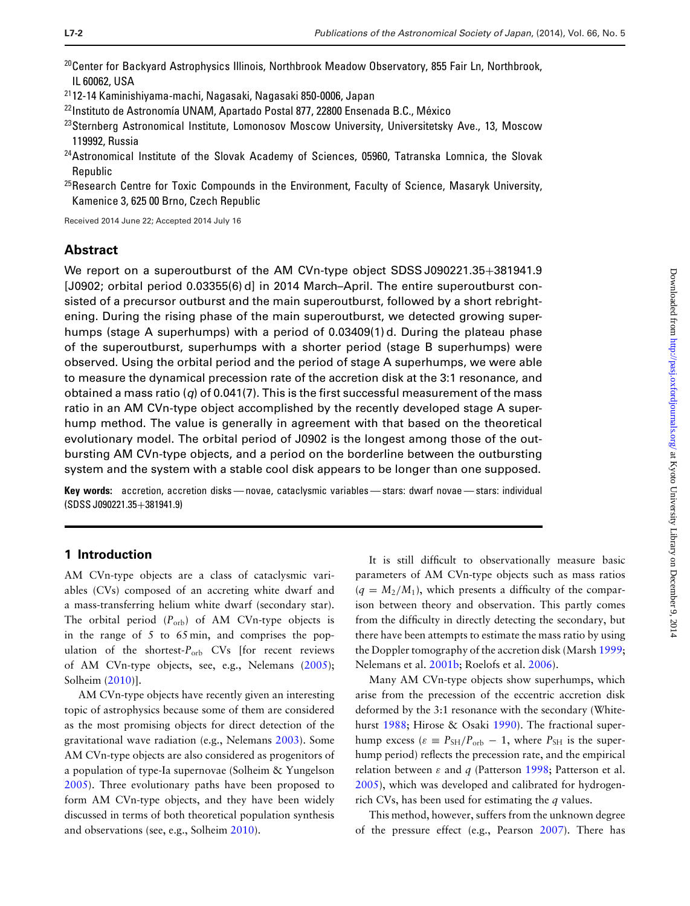[20]Center for Backyard Astrophysics Illinois, Northbrook Meadow Observatory, 855 Fair Ln, Northbrook, IL 60062, USA

[21]12-14 Kaminishiyama-machi, Nagasaki, Nagasaki 850-0006, Japan

[22]Instituto de Astronomía UNAM, Apartado Postal 877, 22800 Ensenada B.C., México

[23]Sternberg Astronomical Institute, Lomonosov Moscow University, Universitetsky Ave., 13, Moscow 119992, Russia

[24]Astronomical Institute of the Slovak Academy of Sciences, 05960, Tatranska Lomnica, the Slovak Republic

[25]Research Centre for Toxic Compounds in the Environment, Faculty of Science, Masaryk University, Kamenice 3, 625 00 Brno, Czech Republic

Received 2014 June 22; Accepted 2014 July 16

## Abstract

We report on a superoutburst of the AM CVn-type object SDSS J090221.35+381941.9 [J0902; orbital period 0.03355(6) d] in 2014 March–April. The entire superoutburst consisted of a precursor outburst and the main superoutburst, followed by a short rebrightening. During the rising phase of the main superoutburst, we detected growing superhumps (stage A superhumps) with a period of 0.03409(1) d. During the plateau phase of the superoutburst, superhumps with a shorter period (stage B superhumps) were observed. Using the orbital period and the period of stage A superhumps, we were able to measure the dynamical precession rate of the accretion disk at the 3:1 resonance, and obtained a mass ratio ($q$) of 0.041(7). This is the first successful measurement of the mass ratio in an AM CVn-type object accomplished by the recently developed stage A superhump method. The value is generally in agreement with that based on the theoretical evolutionary model. The orbital period of J0902 is the longest among those of the outbursting AM CVn-type objects, and a period on the borderline between the outbursting system and the system with a stable cool disk appears to be longer than one supposed.

**Key words:** accretion, accretion disks — novae, cataclysmic variables — stars: dwarf novae — stars: individual (SDSS J090221.35+381941.9)

## 1 Introduction

AM CVn-type objects are a class of cataclysmic variables (CVs) composed of an accreting white dwarf and a mass-transferring helium white dwarf (secondary star). The orbital period ($P_{\rm orb}$) of AM CVn-type objects is in the range of 5 to 65 min, and comprises the population of the shortest-$P_{\rm orb}$ CVs [for recent reviews of AM CVn-type objects, see, e.g., Nelemans (2005); Solheim (2010)].

AM CVn-type objects have recently given an interesting topic of astrophysics because some of them are considered as the most promising objects for direct detection of the gravitational wave radiation (e.g., Nelemans 2003). Some AM CVn-type objects are also considered as progenitors of a population of type-Ia supernovae (Solheim & Yungelson 2005). Three evolutionary paths have been proposed to form AM CVn-type objects, and they have been widely discussed in terms of both theoretical population synthesis and observations (see, e.g., Solheim 2010).

It is still difficult to observationally measure basic parameters of AM CVn-type objects such as mass ratios ($q = M_2/M_1$), which presents a difficulty of the comparison between theory and observation. This partly comes from the difficulty in directly detecting the secondary, but there have been attempts to estimate the mass ratio by using the Doppler tomography of the accretion disk (Marsh 1999; Nelemans et al. 2001b; Roelofs et al. 2006).

Many AM CVn-type objects show superhumps, which arise from the precession of the eccentric accretion disk deformed by the 3:1 resonance with the secondary (Whitehurst 1988; Hirose & Osaki 1990). The fractional superhump excess ($\varepsilon \equiv P_{\rm SH}/P_{\rm orb} - 1$, where $P_{\rm SH}$ is the superhump period) reflects the precession rate, and the empirical relation between $\varepsilon$ and $q$ (Patterson 1998; Patterson et al. 2005), which was developed and calibrated for hydrogen-rich CVs, has been used for estimating the $q$ values.

This method, however, suffers from the unknown degree of the pressure effect (e.g., Pearson 2007). There has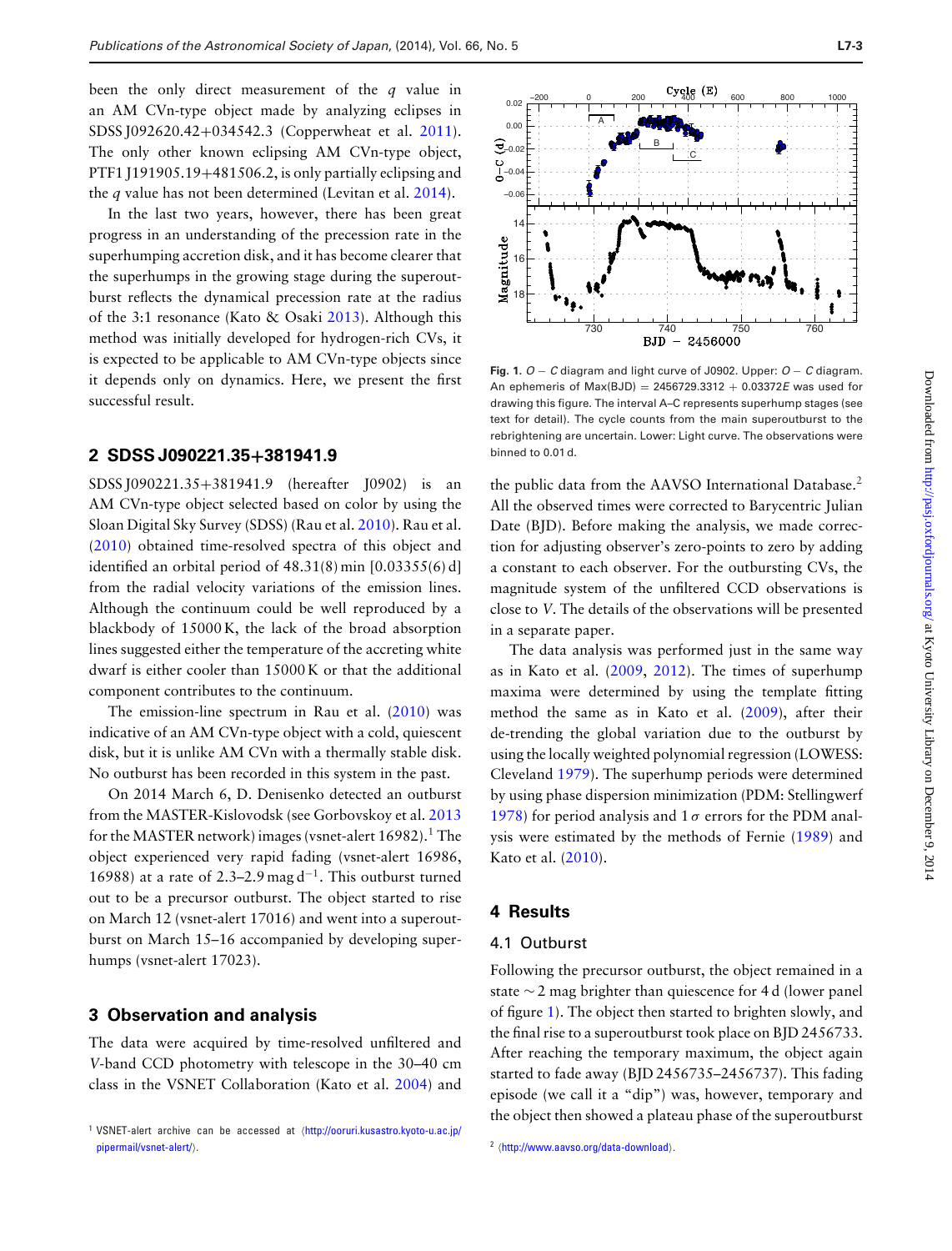been the only direct measurement of the $q$ value in an AM CVn-type object made by analyzing eclipses in SDSS J092620.42+034542.3 (Copperwheat et al. 2011). The only other known eclipsing AM CVn-type object, PTF1 J191905.19+481506.2, is only partially eclipsing and the $q$ value has not been determined (Levitan et al. 2014).

In the last two years, however, there has been great progress in an understanding of the precession rate in the superhumping accretion disk, and it has become clearer that the superhumps in the growing stage during the superoutburst reflects the dynamical precession rate at the radius of the 3:1 resonance (Kato & Osaki 2013). Although this method was initially developed for hydrogen-rich CVs, it is expected to be applicable to AM CVn-type objects since it depends only on dynamics. Here, we present the first successful result.

## 2 SDSS J090221.35+381941.9

SDSS J090221.35+381941.9 (hereafter J0902) is an AM CVn-type object selected based on color by using the Sloan Digital Sky Survey (SDSS) (Rau et al. 2010). Rau et al. (2010) obtained time-resolved spectra of this object and identified an orbital period of 48.31(8) min [0.03355(6) d] from the radial velocity variations of the emission lines. Although the continuum could be well reproduced by a blackbody of 15000 K, the lack of the broad absorption lines suggested either the temperature of the accreting white dwarf is either cooler than 15000 K or that the additional component contributes to the continuum.

The emission-line spectrum in Rau et al. (2010) was indicative of an AM CVn-type object with a cold, quiescent disk, but it is unlike AM CVn with a thermally stable disk. No outburst has been recorded in this system in the past.

On 2014 March 6, D. Denisenko detected an outburst from the MASTER-Kislovodsk (see Gorbovskoy et al. 2013 for the MASTER network) images (vsnet-alert 16982).[1] The object experienced very rapid fading (vsnet-alert 16986, 16988) at a rate of 2.3–2.9 mag $\mathrm{d}^{-1}$. This outburst turned out to be a precursor outburst. The object started to rise on March 12 (vsnet-alert 17016) and went into a superoutburst on March 15–16 accompanied by developing superhumps (vsnet-alert 17023).

## 3 Observation and analysis

The data were acquired by time-resolved unfiltered and $V$-band CCD photometry with telescope in the 30–40 cm class in the VSNET Collaboration (Kato et al. 2004) and the public data from the AAVSO International Database.[2] All the observed times were corrected to Barycentric Julian Date (BJD). Before making the analysis, we made correction for adjusting observer's zero-points to zero by adding a constant to each observer. For the outbursting CVs, the magnitude system of the unfiltered CCD observations is close to $V$. The details of the observations will be presented in a separate paper.

The data analysis was performed just in the same way as in Kato et al. (2009, 2012). The times of superhump maxima were determined by using the template fitting method the same as in Kato et al. (2009), after their de-trending the global variation due to the outburst by using the locally weighted polynomial regression (LOWESS: Cleveland 1979). The superhump periods were determined by using phase dispersion minimization (PDM: Stellingwerf 1978) for period analysis and $1\,\sigma$ errors for the PDM analysis were estimated by the methods of Fernie (1989) and Kato et al. (2010).

**Fig. 1.** $O-C$ diagram and light curve of J0902. Upper: $O-C$ diagram. An ephemeris of Max(BJD) = 2456729.3312 + 0.03372$E$ was used for drawing this figure. The interval A–C represents superhump stages (see text for detail). The cycle counts from the main superoutburst to the rebrightening are uncertain. Lower: Light curve. The observations were binned to 0.01 d.

## 4 Results

### 4.1 Outburst

Following the precursor outburst, the object remained in a state ~2 mag brighter than quiescence for 4 d (lower panel of figure 1). The object then started to brighten slowly, and the final rise to a superoutburst took place on BJD 2456733. After reaching the temporary maximum, the object again started to fade away (BJD 2456735–2456737). This fading episode (we call it a "dip") was, however, temporary and the object then showed a plateau phase of the superoutburst

[1] VSNET-alert archive can be accessed at ⟨http://ooruri.kusastro.kyoto-u.ac.jp/pipermail/vsnet-alert/⟩.

[2] ⟨http://www.aavso.org/data-download⟩.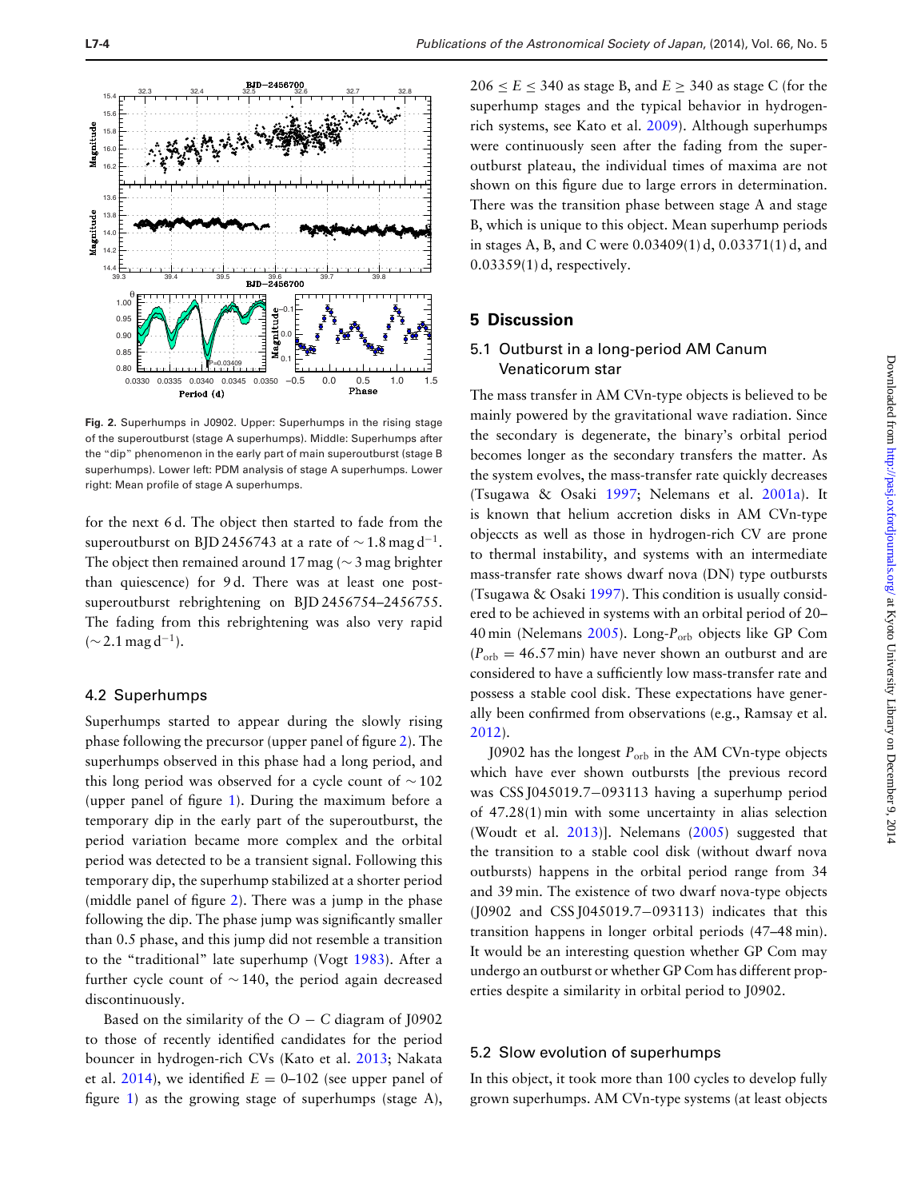Fig. 2. Superhumps in J0902. Upper: Superhumps in the rising stage of the superoutburst (stage A superhumps). Middle: Superhumps after the "dip" phenomenon in the early part of main superoutburst (stage B superhumps). Lower left: PDM analysis of stage A superhumps. Lower right: Mean profile of stage A superhumps.

for the next 6 d. The object then started to fade from the superoutburst on BJD 2456743 at a rate of $\sim 1.8\,\mathrm{mag\,d^{-1}}$. The object then remained around 17 mag ($\sim$ 3 mag brighter than quiescence) for 9 d. There was at least one post-superoutburst rebrightening on BJD 2456754–2456755. The fading from this rebrightening was also very rapid ($\sim 2.1\,\mathrm{mag\,d^{-1}}$).

## 4.2 Superhumps

Superhumps started to appear during the slowly rising phase following the precursor (upper panel of figure 2). The superhumps observed in this phase had a long period, and this long period was observed for a cycle count of $\sim 102$ (upper panel of figure 1). During the maximum before a temporary dip in the early part of the superoutburst, the period variation became more complex and the orbital period was detected to be a transient signal. Following this temporary dip, the superhump stabilized at a shorter period (middle panel of figure 2). There was a jump in the phase following the dip. The phase jump was significantly smaller than 0.5 phase, and this jump did not resemble a transition to the "traditional" late superhump (Vogt 1983). After a further cycle count of $\sim 140$, the period again decreased discontinuously.

Based on the similarity of the $O-C$ diagram of J0902 to those of recently identified candidates for the period bouncer in hydrogen-rich CVs (Kato et al. 2013; Nakata et al. 2014), we identified $E$ = 0–102 (see upper panel of figure 1) as the growing stage of superhumps (stage A), $206 \le E \le 340$ as stage B, and $E \ge 340$ as stage C (for the superhump stages and the typical behavior in hydrogen-rich systems, see Kato et al. 2009). Although superhumps were continuously seen after the fading from the superoutburst plateau, the individual times of maxima are not shown on this figure due to large errors in determination. There was the transition phase between stage A and stage B, which is unique to this object. Mean superhump periods in stages A, B, and C were 0.03409(1) d, 0.03371(1) d, and 0.03359(1) d, respectively.

# 5 Discussion

## 5.1 Outburst in a long-period AM Canum Venaticorum star

The mass transfer in AM CVn-type objects is believed to be mainly powered by the gravitational wave radiation. Since the secondary is degenerate, the binary's orbital period becomes longer as the secondary transfers the matter. As the system evolves, the mass-transfer rate quickly decreases (Tsugawa & Osaki 1997; Nelemans et al. 2001a). It is known that helium accretion disks in AM CVn-type objeccts as well as those in hydrogen-rich CV are prone to thermal instability, and systems with an intermediate mass-transfer rate shows dwarf nova (DN) type outbursts (Tsugawa & Osaki 1997). This condition is usually considered to be achieved in systems with an orbital period of 20–40 min (Nelemans 2005). Long-$P_{\mathrm{orb}}$ objects like GP Com ($P_{\mathrm{orb}} = 46.57$ min) have never shown an outburst and are considered to have a sufficiently low mass-transfer rate and possess a stable cool disk. These expectations have generally been confirmed from observations (e.g., Ramsay et al. 2012).

J0902 has the longest $P_{\mathrm{orb}}$ in the AM CVn-type objects which have ever shown outbursts [the previous record was CSS J045019.7−093113 having a superhump period of 47.28(1) min with some uncertainty in alias selection (Woudt et al. 2013)]. Nelemans (2005) suggested that the transition to a stable cool disk (without dwarf nova outbursts) happens in the orbital period range from 34 and 39 min. The existence of two dwarf nova-type objects (J0902 and CSS J045019.7−093113) indicates that this transition happens in longer orbital periods (47–48 min). It would be an interesting question whether GP Com may undergo an outburst or whether GP Com has different properties despite a similarity in orbital period to J0902.

## 5.2 Slow evolution of superhumps

In this object, it took more than 100 cycles to develop fully grown superhumps. AM CVn-type systems (at least objects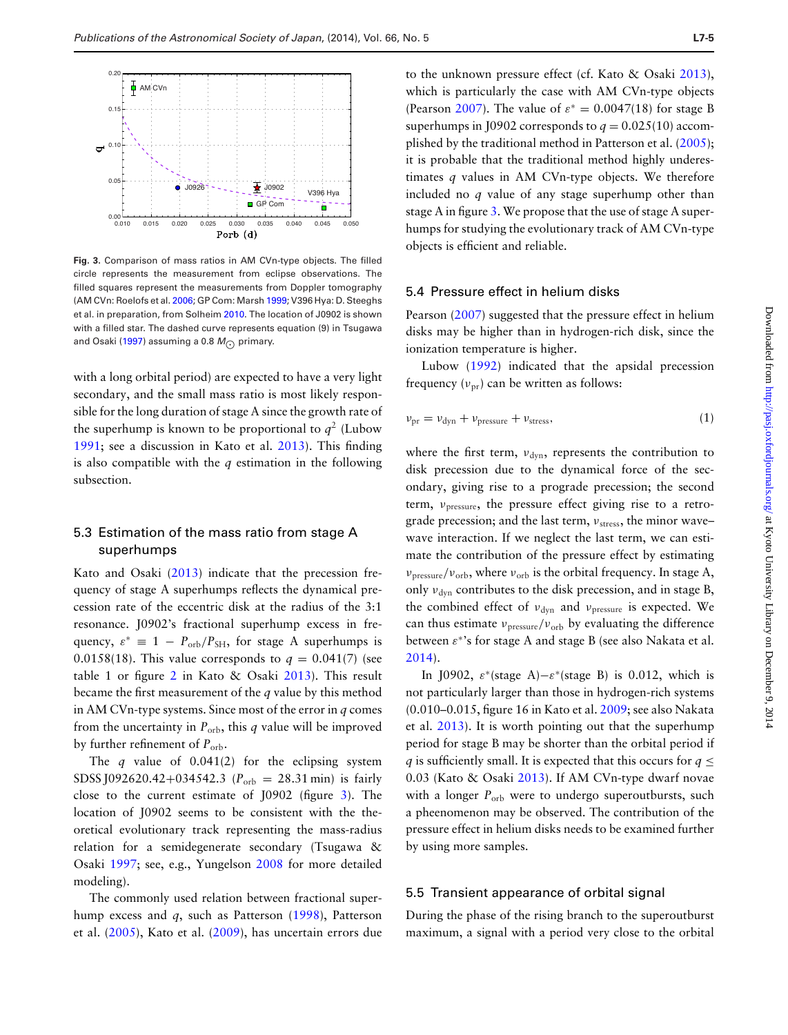Fig. 3. Comparison of mass ratios in AM CVn-type objects. The filled circle represents the measurement from eclipse observations. The filled squares represent the measurements from Doppler tomography (AM CVn: Roelofs et al. 2006; GP Com: Marsh 1999; V396 Hya: D. Steeghs et al. in preparation, from Solheim 2010. The location of J0902 is shown with a filled star. The dashed curve represents equation (9) in Tsugawa and Osaki (1997) assuming a 0.8 $M_{\odot}$ primary.

with a long orbital period) are expected to have a very light secondary, and the small mass ratio is most likely responsible for the long duration of stage A since the growth rate of the superhump is known to be proportional to $q^2$ (Lubow 1991; see a discussion in Kato et al. 2013). This finding is also compatible with the $q$ estimation in the following subsection.

## 5.3 Estimation of the mass ratio from stage A superhumps

Kato and Osaki (2013) indicate that the precession frequency of stage A superhumps reflects the dynamical precession rate of the eccentric disk at the radius of the 3:1 resonance. J0902's fractional superhump excess in frequency, $\varepsilon^* \equiv 1 - P_{\rm orb}/P_{\rm SH}$, for stage A superhumps is 0.0158(18). This value corresponds to $q = 0.041(7)$ (see table 1 or figure 2 in Kato & Osaki 2013). This result became the first measurement of the $q$ value by this method in AM CVn-type systems. Since most of the error in $q$ comes from the uncertainty in $P_{\rm orb}$, this $q$ value will be improved by further refinement of $P_{\rm orb}$.

The $q$ value of 0.041(2) for the eclipsing system SDSS J092620.42+034542.3 ($P_{\rm orb}$ = 28.31 min) is fairly close to the current estimate of J0902 (figure 3). The location of J0902 seems to be consistent with the theoretical evolutionary track representing the mass-radius relation for a semidegenerate secondary (Tsugawa & Osaki 1997; see, e.g., Yungelson 2008 for more detailed modeling).

The commonly used relation between fractional superhump excess and $q$, such as Patterson (1998), Patterson et al. (2005), Kato et al. (2009), has uncertain errors due to the unknown pressure effect (cf. Kato & Osaki 2013), which is particularly the case with AM CVn-type objects (Pearson 2007). The value of $\varepsilon^* = 0.0047(18)$ for stage B superhumps in J0902 corresponds to $q = 0.025(10)$ accomplished by the traditional method in Patterson et al. (2005); it is probable that the traditional method highly underestimates $q$ values in AM CVn-type objects. We therefore included no $q$ value of any stage superhump other than stage A in figure 3. We propose that the use of stage A superhumps for studying the evolutionary track of AM CVn-type objects is efficient and reliable.

## 5.4 Pressure effect in helium disks

Pearson (2007) suggested that the pressure effect in helium disks may be higher than in hydrogen-rich disk, since the ionization temperature is higher.

Lubow (1992) indicated that the apsidal precession frequency ($\nu_{\rm pr}$) can be written as follows:

$$\nu_{\rm pr} = \nu_{\rm dyn} + \nu_{\rm pressure} + \nu_{\rm stress}, \tag{1}$$

where the first term, $\nu_{\rm dyn}$, represents the contribution to disk precession due to the dynamical force of the secondary, giving rise to a prograde precession; the second term, $\nu_{\rm pressure}$, the pressure effect giving rise to a retrograde precession; and the last term, $\nu_{\rm stress}$, the minor wave–wave interaction. If we neglect the last term, we can estimate the contribution of the pressure effect by estimating $\nu_{\rm pressure}/\nu_{\rm orb}$, where $\nu_{\rm orb}$ is the orbital frequency. In stage A, only $\nu_{\rm dyn}$ contributes to the disk precession, and in stage B, the combined effect of $\nu_{\rm dyn}$ and $\nu_{\rm pressure}$ is expected. We can thus estimate $\nu_{\rm pressure}/\nu_{\rm orb}$ by evaluating the difference between $\varepsilon^*$'s for stage A and stage B (see also Nakata et al. 2014).

In J0902, $\varepsilon^*$(stage A)$-\varepsilon^*$(stage B) is 0.012, which is not particularly larger than those in hydrogen-rich systems (0.010–0.015, figure 16 in Kato et al. 2009; see also Nakata et al. 2013). It is worth pointing out that the superhump period for stage B may be shorter than the orbital period if $q$ is sufficiently small. It is expected that this occurs for $q \leq 0.03$ (Kato & Osaki 2013). If AM CVn-type dwarf novae with a longer $P_{\rm orb}$ were to undergo superoutbursts, such a pheenomenon may be observed. The contribution of the pressure effect in helium disks needs to be examined further by using more samples.

## 5.5 Transient appearance of orbital signal

During the phase of the rising branch to the superoutburst maximum, a signal with a period very close to the orbital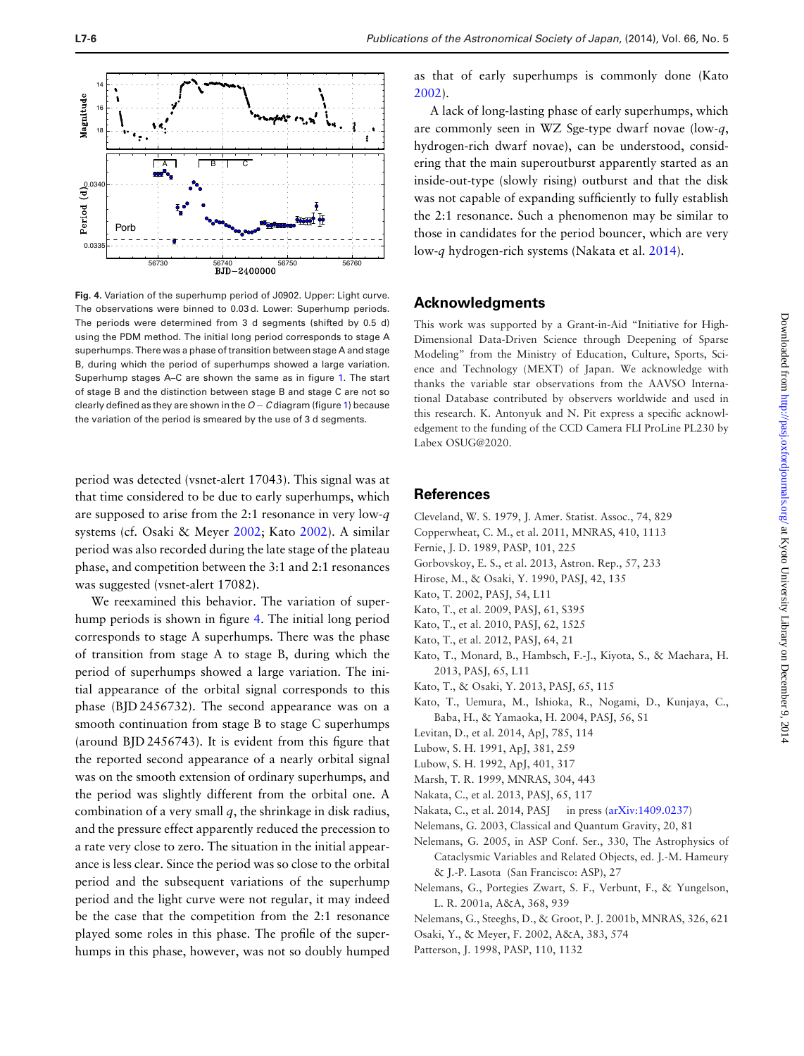Fig. 4. Variation of the superhump period of J0902. Upper: Light curve. The observations were binned to 0.03 d. Lower: Superhump periods. The periods were determined from 3 d segments (shifted by 0.5 d) using the PDM method. The initial long period corresponds to stage A superhumps. There was a phase of transition between stage A and stage B, during which the period of superhumps showed a large variation. Superhump stages A–C are shown the same as in figure 1. The start of stage B and the distinction between stage B and stage C are not so clearly defined as they are shown in the $O-C$ diagram (figure 1) because the variation of the period is smeared by the use of 3 d segments.

period was detected (vsnet-alert 17043). This signal was at that time considered to be due to early superhumps, which are supposed to arise from the 2:1 resonance in very low-$q$ systems (cf. Osaki & Meyer 2002; Kato 2002). A similar period was also recorded during the late stage of the plateau phase, and competition between the 3:1 and 2:1 resonances was suggested (vsnet-alert 17082).

We reexamined this behavior. The variation of superhump periods is shown in figure 4. The initial long period corresponds to stage A superhumps. There was the phase of transition from stage A to stage B, during which the period of superhumps showed a large variation. The initial appearance of the orbital signal corresponds to this phase (BJD 2456732). The second appearance was on a smooth continuation from stage B to stage C superhumps (around BJD 2456743). It is evident from this figure that the reported second appearance of a nearly orbital signal was on the smooth extension of ordinary superhumps, and the period was slightly different from the orbital one. A combination of a very small $q$, the shrinkage in disk radius, and the pressure effect apparently reduced the precession to a rate very close to zero. The situation in the initial appearance is less clear. Since the period was so close to the orbital period and the subsequent variations of the superhump period and the light curve were not regular, it may indeed be the case that the competition from the 2:1 resonance played some roles in this phase. The profile of the superhumps in this phase, however, was not so doubly humped as that of early superhumps is commonly done (Kato 2002).

A lack of long-lasting phase of early superhumps, which are commonly seen in WZ Sge-type dwarf novae (low-$q$, hydrogen-rich dwarf novae), can be understood, considering that the main superoutburst apparently started as an inside-out-type (slowly rising) outburst and that the disk was not capable of expanding sufficiently to fully establish the 2:1 resonance. Such a phenomenon may be similar to those in candidates for the period bouncer, which are very low-$q$ hydrogen-rich systems (Nakata et al. 2014).

## Acknowledgments

This work was supported by a Grant-in-Aid "Initiative for High-Dimensional Data-Driven Science through Deepening of Sparse Modeling" from the Ministry of Education, Culture, Sports, Science and Technology (MEXT) of Japan. We acknowledge with thanks the variable star observations from the AAVSO International Database contributed by observers worldwide and used in this research. K. Antonyuk and N. Pit express a specific acknowledgement to the funding of the CCD Camera FLI ProLine PL230 by Labex OSUG@2020.

## References

Cleveland, W. S. 1979, J. Amer. Statist. Assoc., 74, 829
Copperwheat, C. M., et al. 2011, MNRAS, 410, 1113
Fernie, J. D. 1989, PASP, 101, 225
Gorbovskoy, E. S., et al. 2013, Astron. Rep., 57, 233
Hirose, M., & Osaki, Y. 1990, PASJ, 42, 135
Kato, T. 2002, PASJ, 54, L11
Kato, T., et al. 2009, PASJ, 61, S395
Kato, T., et al. 2010, PASJ, 62, 1525
Kato, T., et al. 2012, PASJ, 64, 21
Kato, T., Monard, B., Hambsch, F.-J., Kiyota, S., & Maehara, H. 2013, PASJ, 65, L11
Kato, T., & Osaki, Y. 2013, PASJ, 65, 115
Kato, T., Uemura, M., Ishioka, R., Nogami, D., Kunjaya, C., Baba, H., & Yamaoka, H. 2004, PASJ, 56, S1
Levitan, D., et al. 2014, ApJ, 785, 114
Lubow, S. H. 1991, ApJ, 381, 259
Lubow, S. H. 1992, ApJ, 401, 317
Marsh, T. R. 1999, MNRAS, 304, 443
Nakata, C., et al. 2013, PASJ, 65, 117
Nakata, C., et al. 2014, PASJ in press (arXiv:1409.0237)
Nelemans, G. 2003, Classical and Quantum Gravity, 20, 81
Nelemans, G. 2005, in ASP Conf. Ser., 330, The Astrophysics of Cataclysmic Variables and Related Objects, ed. J.-M. Hameury & J.-P. Lasota (San Francisco: ASP), 27
Nelemans, G., Portegies Zwart, S. F., Verbunt, F., & Yungelson, L. R. 2001a, A&A, 368, 939
Nelemans, G., Steeghs, D., & Groot, P. J. 2001b, MNRAS, 326, 621
Osaki, Y., & Meyer, F. 2002, A&A, 383, 574
Patterson, J. 1998, PASP, 110, 1132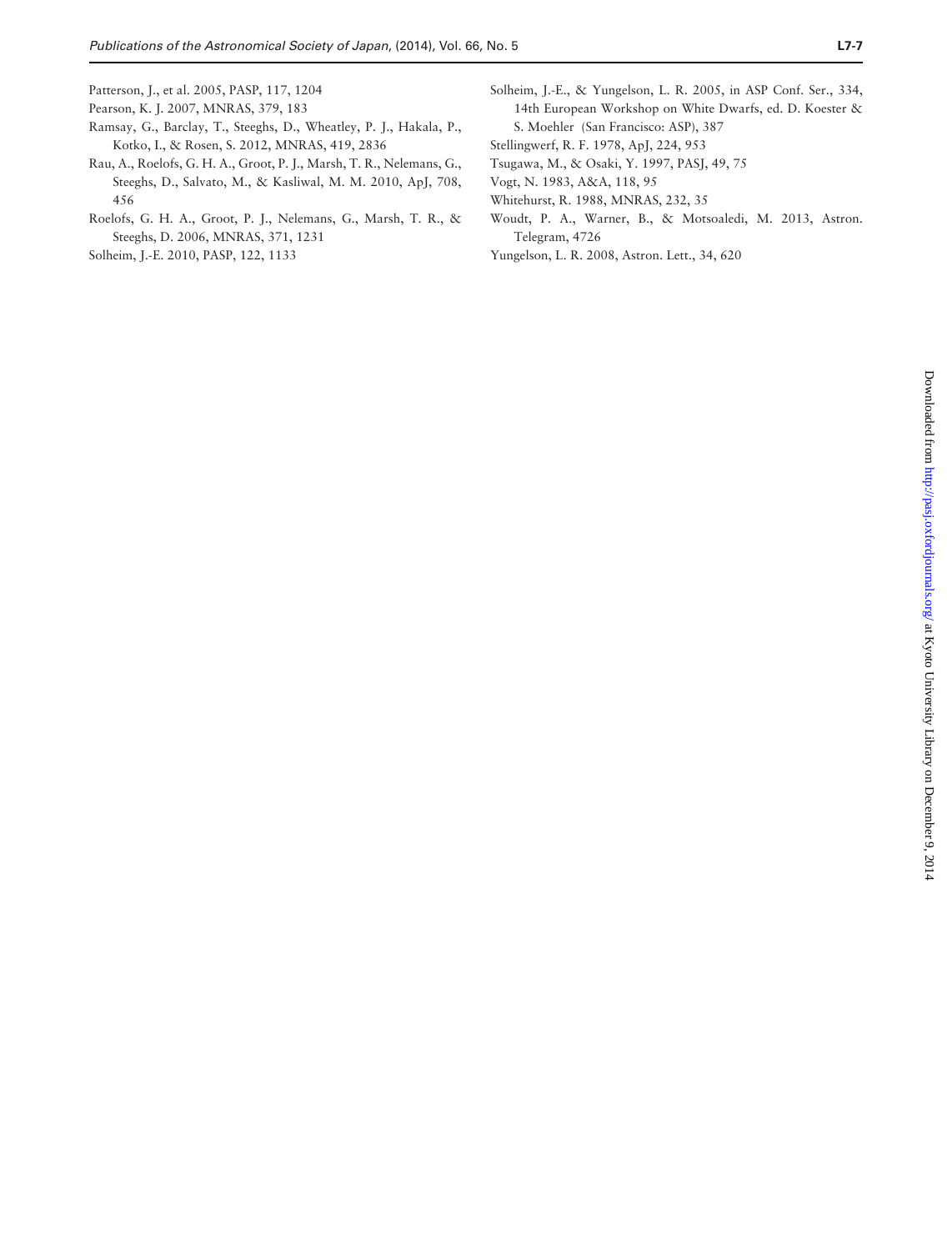Patterson, J., et al. 2005, PASP, 117, 1204

Pearson, K. J. 2007, MNRAS, 379, 183

Ramsay, G., Barclay, T., Steeghs, D., Wheatley, P. J., Hakala, P., Kotko, I., & Rosen, S. 2012, MNRAS, 419, 2836

Rau, A., Roelofs, G. H. A., Groot, P. J., Marsh, T. R., Nelemans, G., Steeghs, D., Salvato, M., & Kasliwal, M. M. 2010, ApJ, 708, 456

Roelofs, G. H. A., Groot, P. J., Nelemans, G., Marsh, T. R., & Steeghs, D. 2006, MNRAS, 371, 1231

Solheim, J.-E. 2010, PASP, 122, 1133

Solheim, J.-E., & Yungelson, L. R. 2005, in ASP Conf. Ser., 334, 14th European Workshop on White Dwarfs, ed. D. Koester & S. Moehler (San Francisco: ASP), 387

Stellingwerf, R. F. 1978, ApJ, 224, 953

Tsugawa, M., & Osaki, Y. 1997, PASJ, 49, 75

Vogt, N. 1983, A&A, 118, 95

Whitehurst, R. 1988, MNRAS, 232, 35

Woudt, P. A., Warner, B., & Motsoaledi, M. 2013, Astron. Telegram, 4726

Yungelson, L. R. 2008, Astron. Lett., 34, 620